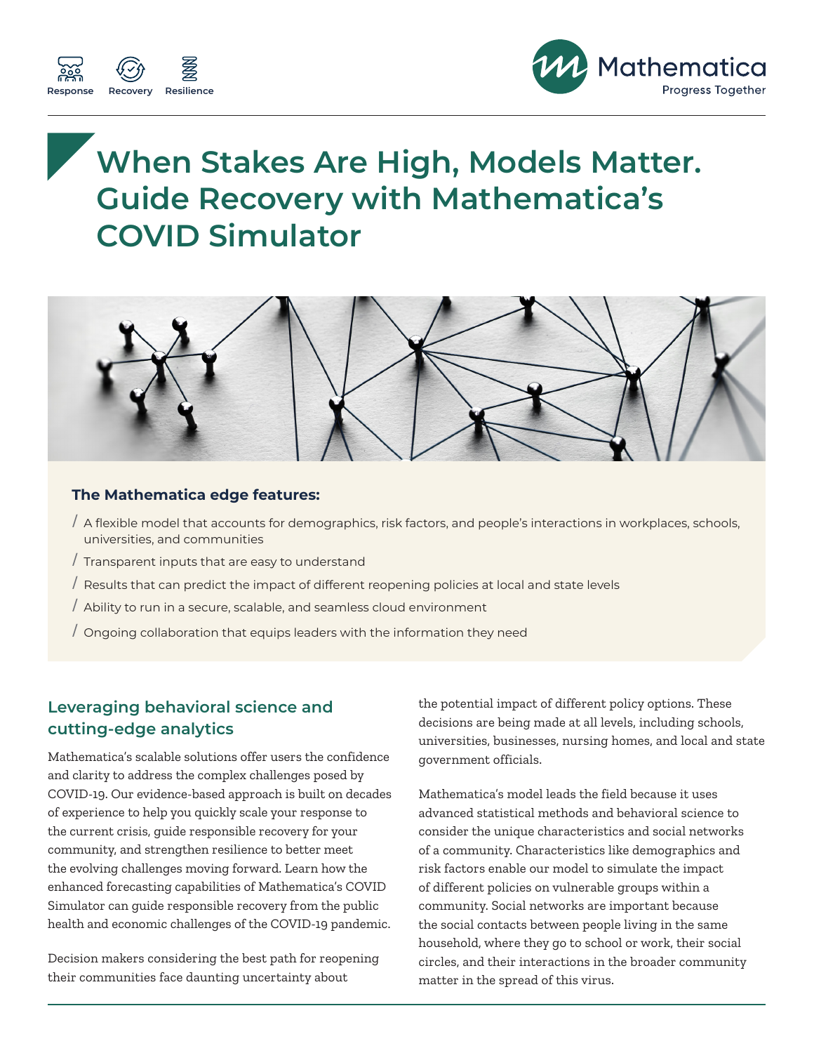Response Recovery Resilience

Mathematica
Progress Together

# When Stakes Are High, Models Matter. Guide Recovery with Mathematica's COVID Simulator

**The Mathematica edge features:**

- A flexible model that accounts for demographics, risk factors, and people's interactions in workplaces, schools, universities, and communities
- Transparent inputs that are easy to understand
- Results that can predict the impact of different reopening policies at local and state levels
- Ability to run in a secure, scalable, and seamless cloud environment
- Ongoing collaboration that equips leaders with the information they need

## Leveraging behavioral science and cutting-edge analytics

Mathematica's scalable solutions offer users the confidence and clarity to address the complex challenges posed by COVID-19. Our evidence-based approach is built on decades of experience to help you quickly scale your response to the current crisis, guide responsible recovery for your community, and strengthen resilience to better meet the evolving challenges moving forward. Learn how the enhanced forecasting capabilities of Mathematica's COVID Simulator can guide responsible recovery from the public health and economic challenges of the COVID-19 pandemic.

Decision makers considering the best path for reopening their communities face daunting uncertainty about the potential impact of different policy options. These decisions are being made at all levels, including schools, universities, businesses, nursing homes, and local and state government officials.

Mathematica's model leads the field because it uses advanced statistical methods and behavioral science to consider the unique characteristics and social networks of a community. Characteristics like demographics and risk factors enable our model to simulate the impact of different policies on vulnerable groups within a community. Social networks are important because the social contacts between people living in the same household, where they go to school or work, their social circles, and their interactions in the broader community matter in the spread of this virus.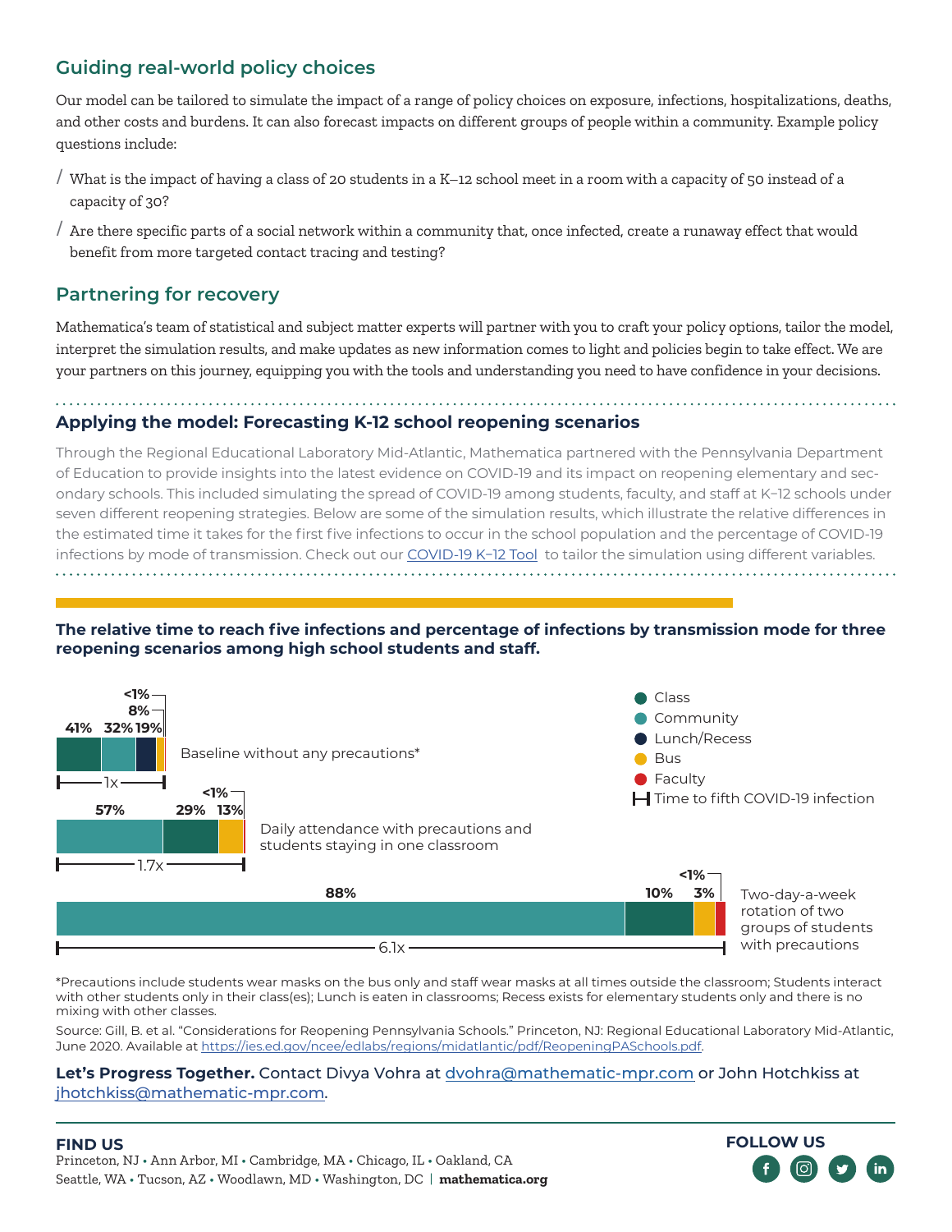## Guiding real-world policy choices

Our model can be tailored to simulate the impact of a range of policy choices on exposure, infections, hospitalizations, deaths, and other costs and burdens. It can also forecast impacts on different groups of people within a community. Example policy questions include:

- What is the impact of having a class of 20 students in a K–12 school meet in a room with a capacity of 50 instead of a capacity of 30?
- Are there specific parts of a social network within a community that, once infected, create a runaway effect that would benefit from more targeted contact tracing and testing?

## Partnering for recovery

Mathematica's team of statistical and subject matter experts will partner with you to craft your policy options, tailor the model, interpret the simulation results, and make updates as new information comes to light and policies begin to take effect. We are your partners on this journey, equipping you with the tools and understanding you need to have confidence in your decisions.

### Applying the model: Forecasting K-12 school reopening scenarios

Through the Regional Educational Laboratory Mid-Atlantic, Mathematica partnered with the Pennsylvania Department of Education to provide insights into the latest evidence on COVID-19 and its impact on reopening elementary and secondary schools. This included simulating the spread of COVID-19 among students, faculty, and staff at K–12 schools under seven different reopening strategies. Below are some of the simulation results, which illustrate the relative differences in the estimated time it takes for the first five infections to occur in the school population and the percentage of COVID-19 infections by mode of transmission. Check out our COVID-19 K–12 Tool to tailor the simulation using different variables.

**The relative time to reach five infections and percentage of infections by transmission mode for three reopening scenarios among high school students and staff.**

Class
Community
Lunch/Recess
Bus
Faculty
Time to fifth COVID-19 infection

41% 32% 19% 8% <1%
Baseline without any precautions*
1x

57% 29% 13% <1%
Daily attendance with precautions and students staying in one classroom
1.7x

88% 10% 3% <1%
Two-day-a-week rotation of two groups of students with precautions
6.1x

*Precautions include students wear masks on the bus only and staff wear masks at all times outside the classroom; Students interact with other students only in their class(es); Lunch is eaten in classrooms; Recess exists for elementary students only and there is no mixing with other classes.

Source: Gill, B. et al. "Considerations for Reopening Pennsylvania Schools." Princeton, NJ: Regional Educational Laboratory Mid-Atlantic, June 2020. Available at https://ies.ed.gov/ncee/edlabs/regions/midatlantic/pdf/ReopeningPASchools.pdf.

**Let's Progress Together.** Contact Divya Vohra at dvohra@mathematic-mpr.com or John Hotchkiss at jhotchkiss@mathematic-mpr.com.

**FIND US**

Princeton, NJ • Ann Arbor, MI • Cambridge, MA • Chicago, IL • Oakland, CA
Seattle, WA • Tucson, AZ • Woodlawn, MD • Washington, DC | **mathematica.org**

**FOLLOW US**